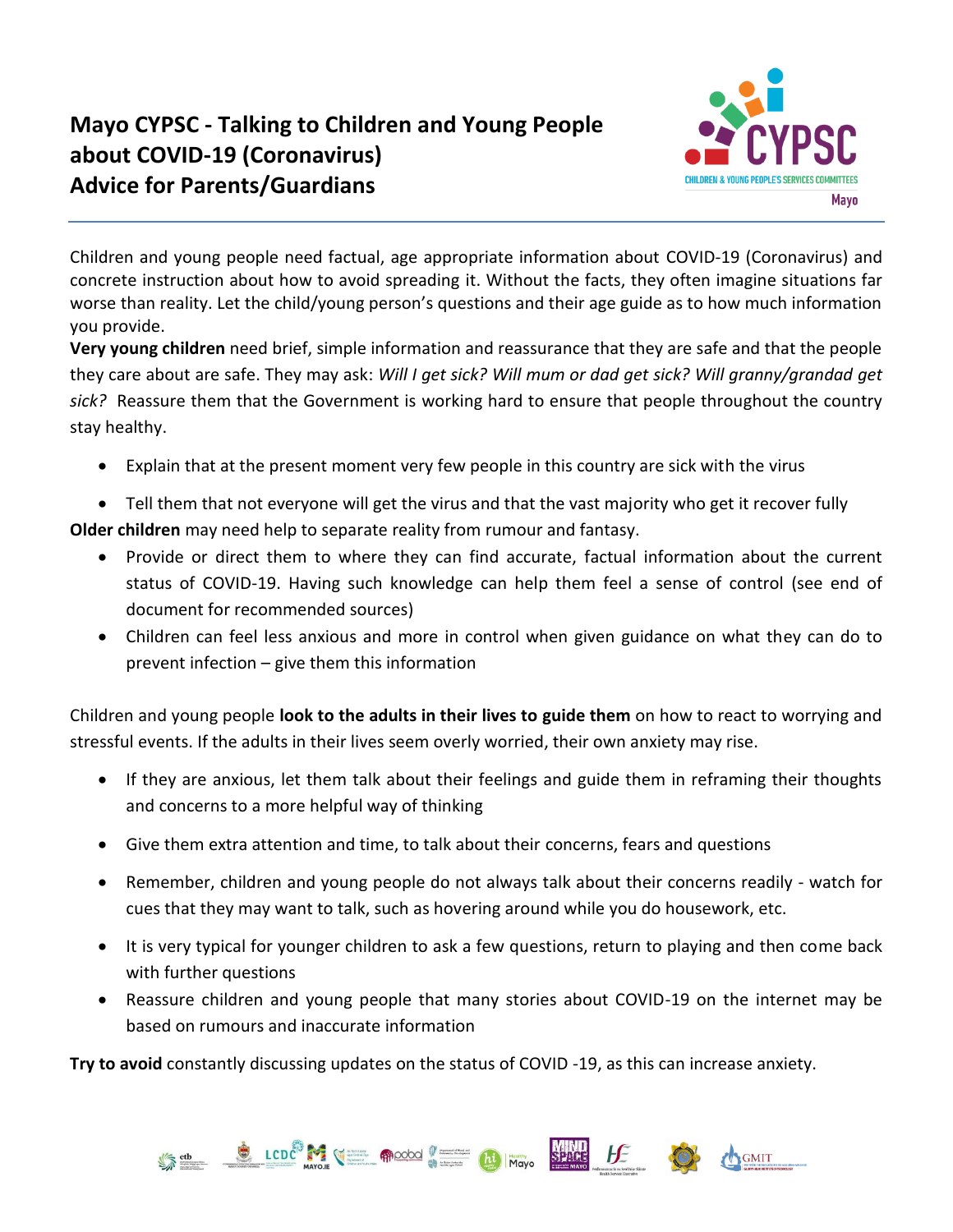# Mayo CYPSC - Talking to Children and Young People about COVID-19 (Coronavirus) Advice for Parents/Guardians

Children and young people need factual, age appropriate information about COVID-19 (Coronavirus) and concrete instruction about how to avoid spreading it. Without the facts, they often imagine situations far worse than reality. Let the child/young person's questions and their age guide as to how much information you provide.

**Very young children** need brief, simple information and reassurance that they are safe and that the people they care about are safe. They may ask: *Will I get sick? Will mum or dad get sick? Will granny/grandad get sick?* Reassure them that the Government is working hard to ensure that people throughout the country stay healthy.

- Explain that at the present moment very few people in this country are sick with the virus
- Tell them that not everyone will get the virus and that the vast majority who get it recover fully

**Older children** may need help to separate reality from rumour and fantasy.

- Provide or direct them to where they can find accurate, factual information about the current status of COVID-19. Having such knowledge can help them feel a sense of control (see end of document for recommended sources)
- Children can feel less anxious and more in control when given guidance on what they can do to prevent infection – give them this information

Children and young people **look to the adults in their lives to guide them** on how to react to worrying and stressful events. If the adults in their lives seem overly worried, their own anxiety may rise.

- If they are anxious, let them talk about their feelings and guide them in reframing their thoughts and concerns to a more helpful way of thinking
- Give them extra attention and time, to talk about their concerns, fears and questions
- Remember, children and young people do not always talk about their concerns readily - watch for cues that they may want to talk, such as hovering around while you do housework, etc.
- It is very typical for younger children to ask a few questions, return to playing and then come back with further questions
- Reassure children and young people that many stories about COVID-19 on the internet may be based on rumours and inaccurate information

**Try to avoid** constantly discussing updates on the status of COVID -19, as this can increase anxiety.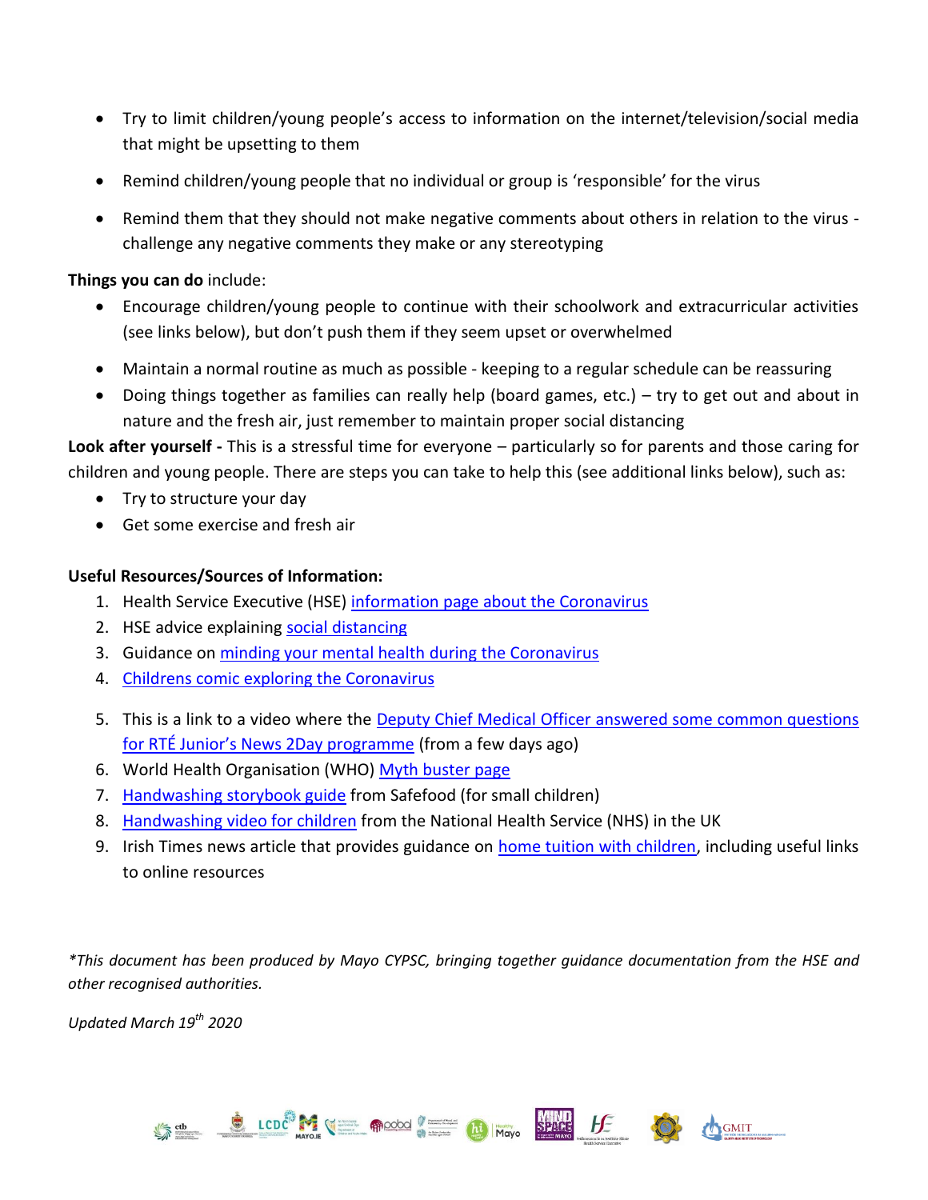- Try to limit children/young people's access to information on the internet/television/social media that might be upsetting to them
- Remind children/young people that no individual or group is 'responsible' for the virus
- Remind them that they should not make negative comments about others in relation to the virus - challenge any negative comments they make or any stereotyping

**Things you can do** include:

- Encourage children/young people to continue with their schoolwork and extracurricular activities (see links below), but don't push them if they seem upset or overwhelmed
- Maintain a normal routine as much as possible - keeping to a regular schedule can be reassuring
- Doing things together as families can really help (board games, etc.) – try to get out and about in nature and the fresh air, just remember to maintain proper social distancing

**Look after yourself -** This is a stressful time for everyone – particularly so for parents and those caring for children and young people. There are steps you can take to help this (see additional links below), such as:

- Try to structure your day
- Get some exercise and fresh air

**Useful Resources/Sources of Information:**

1. Health Service Executive (HSE) information page about the Coronavirus
2. HSE advice explaining social distancing
3. Guidance on minding your mental health during the Coronavirus
4. Childrens comic exploring the Coronavirus
5. This is a link to a video where the Deputy Chief Medical Officer answered some common questions for RTÉ Junior's News 2Day programme (from a few days ago)
6. World Health Organisation (WHO) Myth buster page
7. Handwashing storybook guide from Safefood (for small children)
8. Handwashing video for children from the National Health Service (NHS) in the UK
9. Irish Times news article that provides guidance on home tuition with children, including useful links to online resources

*\*This document has been produced by Mayo CYPSC, bringing together guidance documentation from the HSE and other recognised authorities.*

*Updated March 19th 2020*